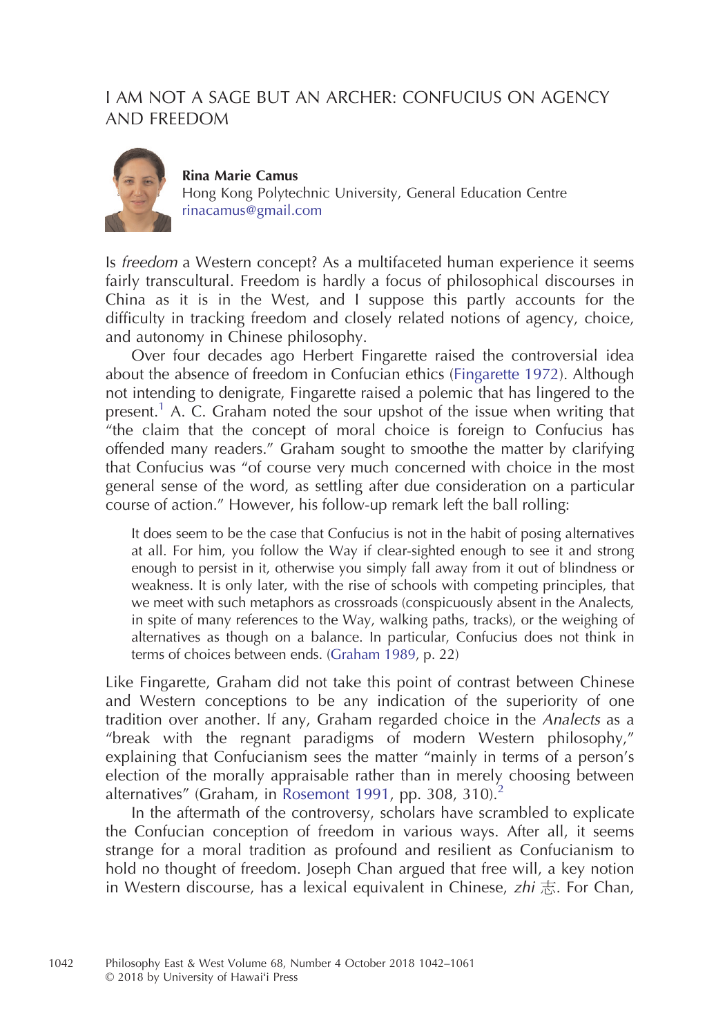# I AM NOT A SAGE BUT AN ARCHER: CONFUCIUS ON AGENCY AND FREEDOM

**Rina Marie Camus**
Hong Kong Polytechnic University, General Education Centre
rinacamus@gmail.com

Is *freedom* a Western concept? As a multifaceted human experience it seems fairly transcultural. Freedom is hardly a focus of philosophical discourses in China as it is in the West, and I suppose this partly accounts for the difficulty in tracking freedom and closely related notions of agency, choice, and autonomy in Chinese philosophy.

Over four decades ago Herbert Fingarette raised the controversial idea about the absence of freedom in Confucian ethics (Fingarette 1972). Although not intending to denigrate, Fingarette raised a polemic that has lingered to the present.[1] A. C. Graham noted the sour upshot of the issue when writing that "the claim that the concept of moral choice is foreign to Confucius has offended many readers." Graham sought to smoothe the matter by clarifying that Confucius was "of course very much concerned with choice in the most general sense of the word, as settling after due consideration on a particular course of action." However, his follow-up remark left the ball rolling:

> It does seem to be the case that Confucius is not in the habit of posing alternatives at all. For him, you follow the Way if clear-sighted enough to see it and strong enough to persist in it, otherwise you simply fall away from it out of blindness or weakness. It is only later, with the rise of schools with competing principles, that we meet with such metaphors as crossroads (conspicuously absent in the Analects, in spite of many references to the Way, walking paths, tracks), or the weighing of alternatives as though on a balance. In particular, Confucius does not think in terms of choices between ends. (Graham 1989, p. 22)

Like Fingarette, Graham did not take this point of contrast between Chinese and Western conceptions to be any indication of the superiority of one tradition over another. If any, Graham regarded choice in the *Analects* as a "break with the regnant paradigms of modern Western philosophy," explaining that Confucianism sees the matter "mainly in terms of a person's election of the morally appraisable rather than in merely choosing between alternatives" (Graham, in Rosemont 1991, pp. 308, 310).[2]

In the aftermath of the controversy, scholars have scrambled to explicate the Confucian conception of freedom in various ways. After all, it seems strange for a moral tradition as profound and resilient as Confucianism to hold no thought of freedom. Joseph Chan argued that free will, a key notion in Western discourse, has a lexical equivalent in Chinese, *zhi* 志. For Chan,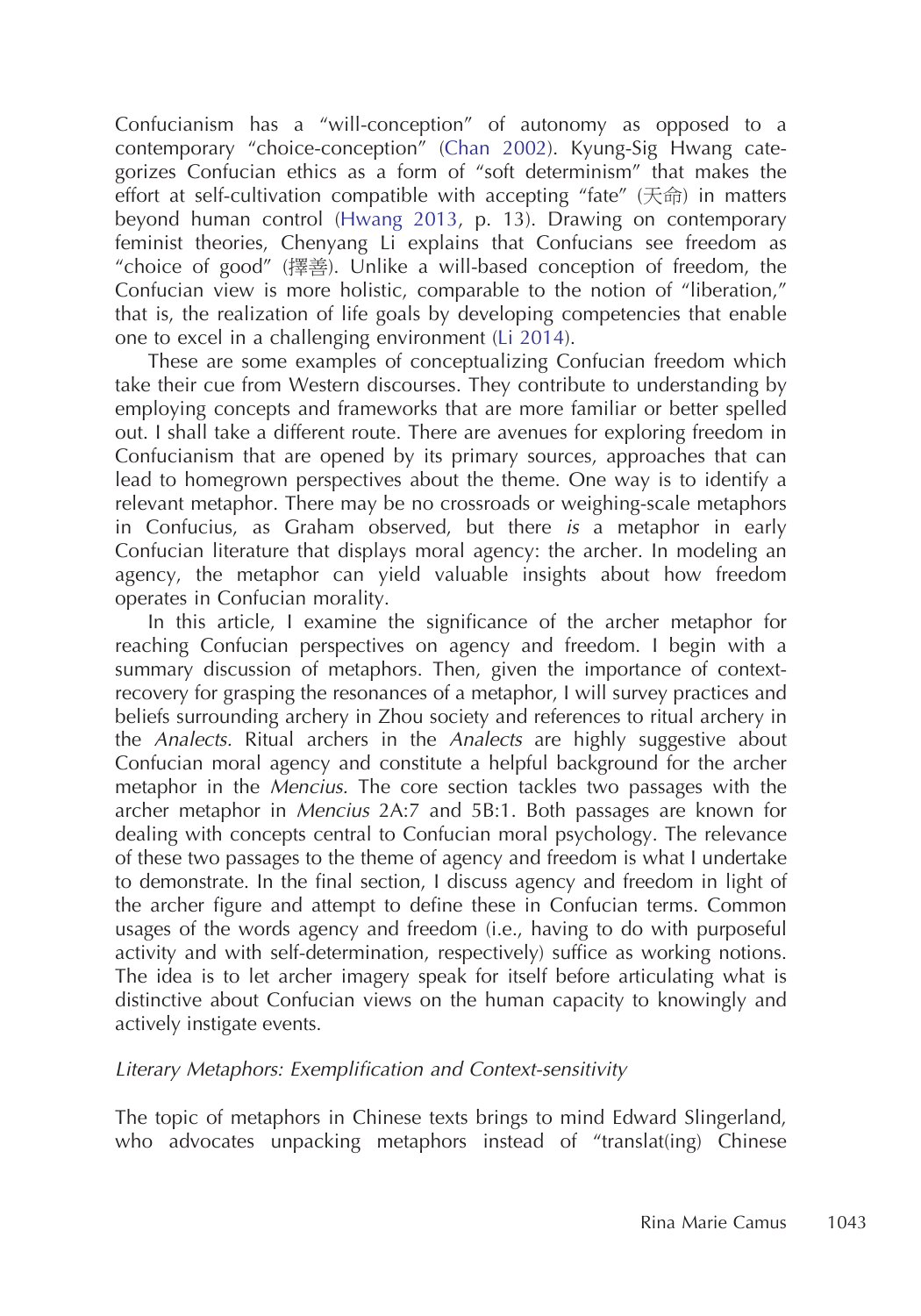Confucianism has a "will-conception" of autonomy as opposed to a contemporary "choice-conception" (Chan 2002). Kyung-Sig Hwang categorizes Confucian ethics as a form of "soft determinism" that makes the effort at self-cultivation compatible with accepting "fate" (天命) in matters beyond human control (Hwang 2013, p. 13). Drawing on contemporary feminist theories, Chenyang Li explains that Confucians see freedom as "choice of good" (擇善). Unlike a will-based conception of freedom, the Confucian view is more holistic, comparable to the notion of "liberation," that is, the realization of life goals by developing competencies that enable one to excel in a challenging environment (Li 2014).

These are some examples of conceptualizing Confucian freedom which take their cue from Western discourses. They contribute to understanding by employing concepts and frameworks that are more familiar or better spelled out. I shall take a different route. There are avenues for exploring freedom in Confucianism that are opened by its primary sources, approaches that can lead to homegrown perspectives about the theme. One way is to identify a relevant metaphor. There may be no crossroads or weighing-scale metaphors in Confucius, as Graham observed, but there *is* a metaphor in early Confucian literature that displays moral agency: the archer. In modeling an agency, the metaphor can yield valuable insights about how freedom operates in Confucian morality.

In this article, I examine the significance of the archer metaphor for reaching Confucian perspectives on agency and freedom. I begin with a summary discussion of metaphors. Then, given the importance of context-recovery for grasping the resonances of a metaphor, I will survey practices and beliefs surrounding archery in Zhou society and references to ritual archery in the *Analects.* Ritual archers in the *Analects* are highly suggestive about Confucian moral agency and constitute a helpful background for the archer metaphor in the *Mencius.* The core section tackles two passages with the archer metaphor in *Mencius* 2A:7 and 5B:1. Both passages are known for dealing with concepts central to Confucian moral psychology. The relevance of these two passages to the theme of agency and freedom is what I undertake to demonstrate. In the final section, I discuss agency and freedom in light of the archer figure and attempt to define these in Confucian terms. Common usages of the words agency and freedom (i.e., having to do with purposeful activity and with self-determination, respectively) suffice as working notions. The idea is to let archer imagery speak for itself before articulating what is distinctive about Confucian views on the human capacity to knowingly and actively instigate events.

## *Literary Metaphors: Exemplification and Context-sensitivity*

The topic of metaphors in Chinese texts brings to mind Edward Slingerland, who advocates unpacking metaphors instead of "translat(ing) Chinese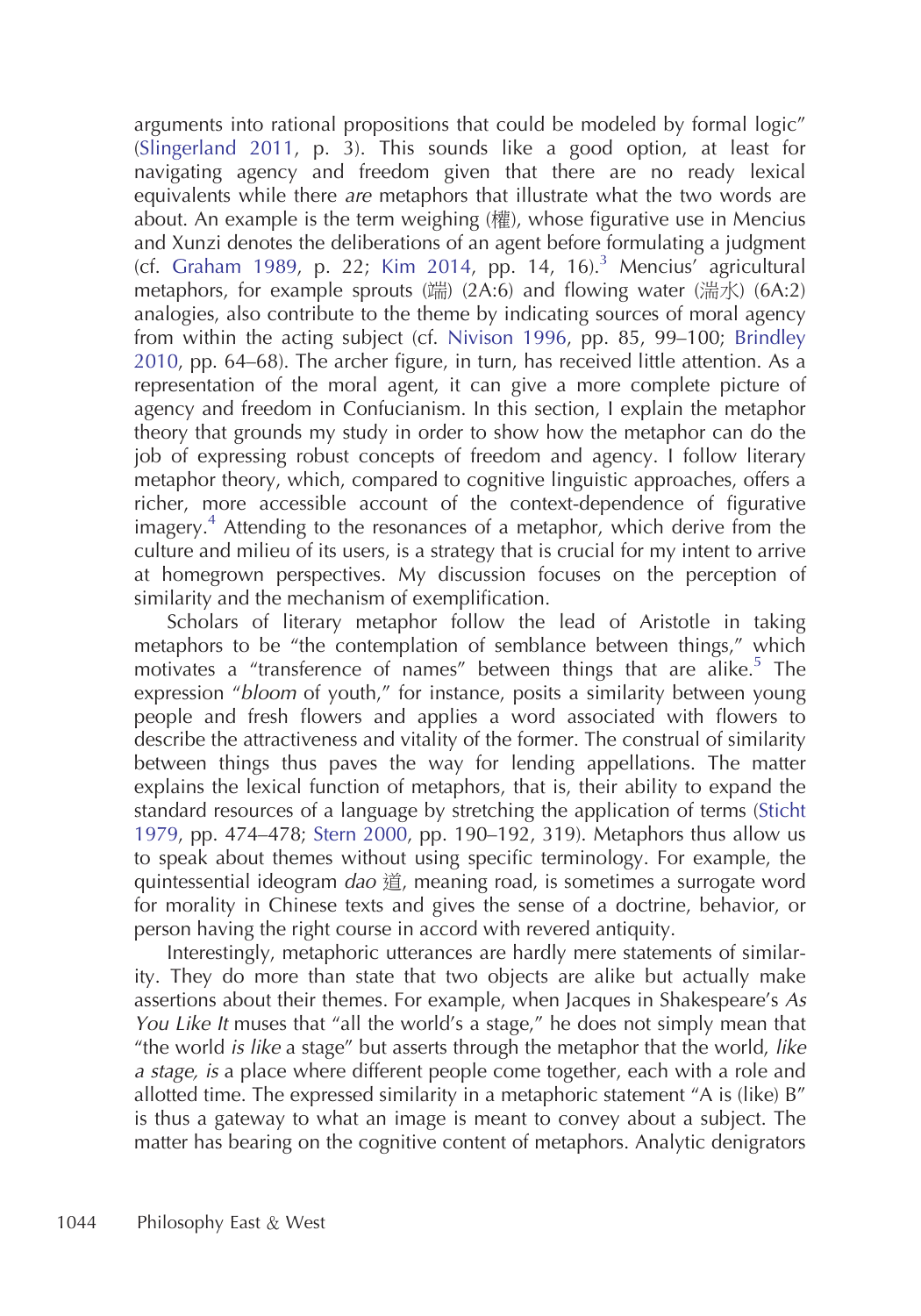arguments into rational propositions that could be modeled by formal logic" (Slingerland 2011, p. 3). This sounds like a good option, at least for navigating agency and freedom given that there are no ready lexical equivalents while there *are* metaphors that illustrate what the two words are about. An example is the term weighing (權), whose figurative use in Mencius and Xunzi denotes the deliberations of an agent before formulating a judgment (cf. Graham 1989, p. 22; Kim 2014, pp. 14, 16).[3] Mencius' agricultural metaphors, for example sprouts (端) (2A:6) and flowing water (湍水) (6A:2) analogies, also contribute to the theme by indicating sources of moral agency from within the acting subject (cf. Nivison 1996, pp. 85, 99–100; Brindley 2010, pp. 64–68). The archer figure, in turn, has received little attention. As a representation of the moral agent, it can give a more complete picture of agency and freedom in Confucianism. In this section, I explain the metaphor theory that grounds my study in order to show how the metaphor can do the job of expressing robust concepts of freedom and agency. I follow literary metaphor theory, which, compared to cognitive linguistic approaches, offers a richer, more accessible account of the context-dependence of figurative imagery.[4] Attending to the resonances of a metaphor, which derive from the culture and milieu of its users, is a strategy that is crucial for my intent to arrive at homegrown perspectives. My discussion focuses on the perception of similarity and the mechanism of exemplification.

Scholars of literary metaphor follow the lead of Aristotle in taking metaphors to be "the contemplation of semblance between things," which motivates a "transference of names" between things that are alike.[5] The expression "*bloom* of youth," for instance, posits a similarity between young people and fresh flowers and applies a word associated with flowers to describe the attractiveness and vitality of the former. The construal of similarity between things thus paves the way for lending appellations. The matter explains the lexical function of metaphors, that is, their ability to expand the standard resources of a language by stretching the application of terms (Sticht 1979, pp. 474–478; Stern 2000, pp. 190–192, 319). Metaphors thus allow us to speak about themes without using specific terminology. For example, the quintessential ideogram *dao* 道, meaning road, is sometimes a surrogate word for morality in Chinese texts and gives the sense of a doctrine, behavior, or person having the right course in accord with revered antiquity.

Interestingly, metaphoric utterances are hardly mere statements of similarity. They do more than state that two objects are alike but actually make assertions about their themes. For example, when Jacques in Shakespeare's *As You Like It* muses that "all the world's a stage," he does not simply mean that "the world *is like* a stage" but asserts through the metaphor that the world, *like a stage, is* a place where different people come together, each with a role and allotted time. The expressed similarity in a metaphoric statement "A is (like) B" is thus a gateway to what an image is meant to convey about a subject. The matter has bearing on the cognitive content of metaphors. Analytic denigrators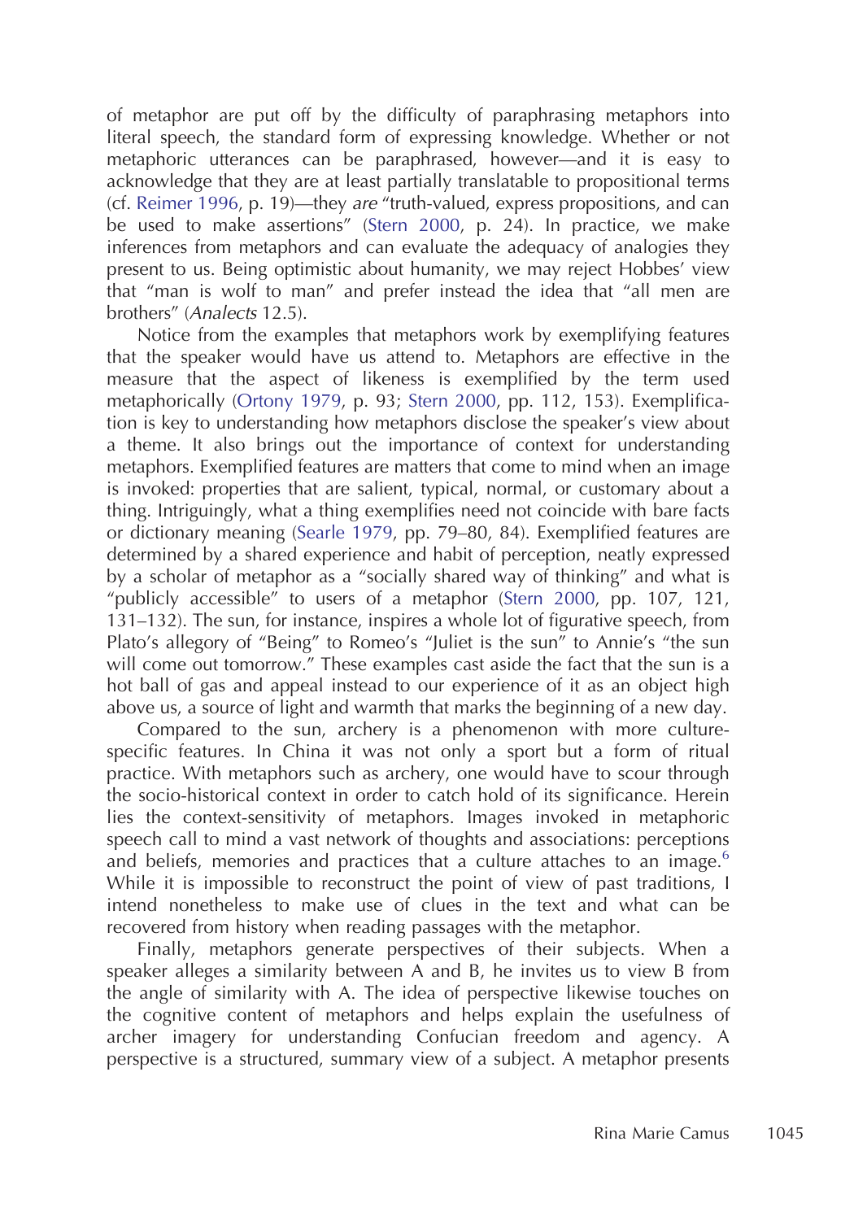of metaphor are put off by the difficulty of paraphrasing metaphors into literal speech, the standard form of expressing knowledge. Whether or not metaphoric utterances can be paraphrased, however—and it is easy to acknowledge that they are at least partially translatable to propositional terms (cf. Reimer 1996, p. 19)—they *are* "truth-valued, express propositions, and can be used to make assertions" (Stern 2000, p. 24). In practice, we make inferences from metaphors and can evaluate the adequacy of analogies they present to us. Being optimistic about humanity, we may reject Hobbes' view that "man is wolf to man" and prefer instead the idea that "all men are brothers" (*Analects* 12.5).

Notice from the examples that metaphors work by exemplifying features that the speaker would have us attend to. Metaphors are effective in the measure that the aspect of likeness is exemplified by the term used metaphorically (Ortony 1979, p. 93; Stern 2000, pp. 112, 153). Exemplification is key to understanding how metaphors disclose the speaker's view about a theme. It also brings out the importance of context for understanding metaphors. Exemplified features are matters that come to mind when an image is invoked: properties that are salient, typical, normal, or customary about a thing. Intriguingly, what a thing exemplifies need not coincide with bare facts or dictionary meaning (Searle 1979, pp. 79–80, 84). Exemplified features are determined by a shared experience and habit of perception, neatly expressed by a scholar of metaphor as a "socially shared way of thinking" and what is "publicly accessible" to users of a metaphor (Stern 2000, pp. 107, 121, 131–132). The sun, for instance, inspires a whole lot of figurative speech, from Plato's allegory of "Being" to Romeo's "Juliet is the sun" to Annie's "the sun will come out tomorrow." These examples cast aside the fact that the sun is a hot ball of gas and appeal instead to our experience of it as an object high above us, a source of light and warmth that marks the beginning of a new day.

Compared to the sun, archery is a phenomenon with more culture-specific features. In China it was not only a sport but a form of ritual practice. With metaphors such as archery, one would have to scour through the socio-historical context in order to catch hold of its significance. Herein lies the context-sensitivity of metaphors. Images invoked in metaphoric speech call to mind a vast network of thoughts and associations: perceptions and beliefs, memories and practices that a culture attaches to an image.[6] While it is impossible to reconstruct the point of view of past traditions, I intend nonetheless to make use of clues in the text and what can be recovered from history when reading passages with the metaphor.

Finally, metaphors generate perspectives of their subjects. When a speaker alleges a similarity between A and B, he invites us to view B from the angle of similarity with A. The idea of perspective likewise touches on the cognitive content of metaphors and helps explain the usefulness of archer imagery for understanding Confucian freedom and agency. A perspective is a structured, summary view of a subject. A metaphor presents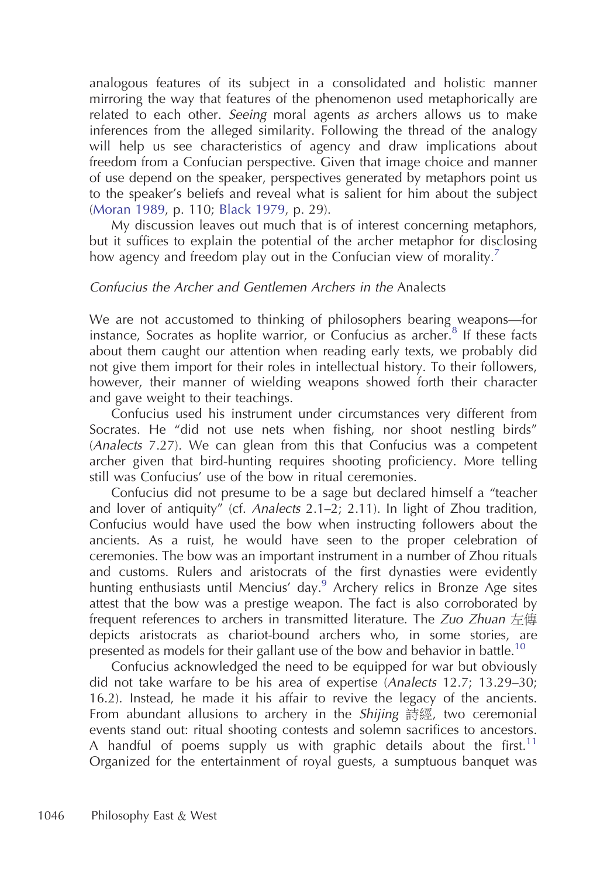analogous features of its subject in a consolidated and holistic manner mirroring the way that features of the phenomenon used metaphorically are related to each other. *Seeing* moral agents *as* archers allows us to make inferences from the alleged similarity. Following the thread of the analogy will help us see characteristics of agency and draw implications about freedom from a Confucian perspective. Given that image choice and manner of use depend on the speaker, perspectives generated by metaphors point us to the speaker's beliefs and reveal what is salient for him about the subject (Moran 1989, p. 110; Black 1979, p. 29).

My discussion leaves out much that is of interest concerning metaphors, but it suffices to explain the potential of the archer metaphor for disclosing how agency and freedom play out in the Confucian view of morality.[7]

### *Confucius the Archer and Gentlemen Archers in the* Analects

We are not accustomed to thinking of philosophers bearing weapons—for instance, Socrates as hoplite warrior, or Confucius as archer.[8] If these facts about them caught our attention when reading early texts, we probably did not give them import for their roles in intellectual history. To their followers, however, their manner of wielding weapons showed forth their character and gave weight to their teachings.

Confucius used his instrument under circumstances very different from Socrates. He "did not use nets when fishing, nor shoot nestling birds" (*Analects* 7.27). We can glean from this that Confucius was a competent archer given that bird-hunting requires shooting proficiency. More telling still was Confucius' use of the bow in ritual ceremonies.

Confucius did not presume to be a sage but declared himself a "teacher and lover of antiquity" (cf. *Analects* 2.1–2; 2.11). In light of Zhou tradition, Confucius would have used the bow when instructing followers about the ancients. As a ruist, he would have seen to the proper celebration of ceremonies. The bow was an important instrument in a number of Zhou rituals and customs. Rulers and aristocrats of the first dynasties were evidently hunting enthusiasts until Mencius' day.[9] Archery relics in Bronze Age sites attest that the bow was a prestige weapon. The fact is also corroborated by frequent references to archers in transmitted literature. The *Zuo Zhuan* 左傳 depicts aristocrats as chariot-bound archers who, in some stories, are presented as models for their gallant use of the bow and behavior in battle.[10]

Confucius acknowledged the need to be equipped for war but obviously did not take warfare to be his area of expertise (*Analects* 12.7; 13.29–30; 16.2). Instead, he made it his affair to revive the legacy of the ancients. From abundant allusions to archery in the *Shijing* 詩經, two ceremonial events stand out: ritual shooting contests and solemn sacrifices to ancestors. A handful of poems supply us with graphic details about the first.[11] Organized for the entertainment of royal guests, a sumptuous banquet was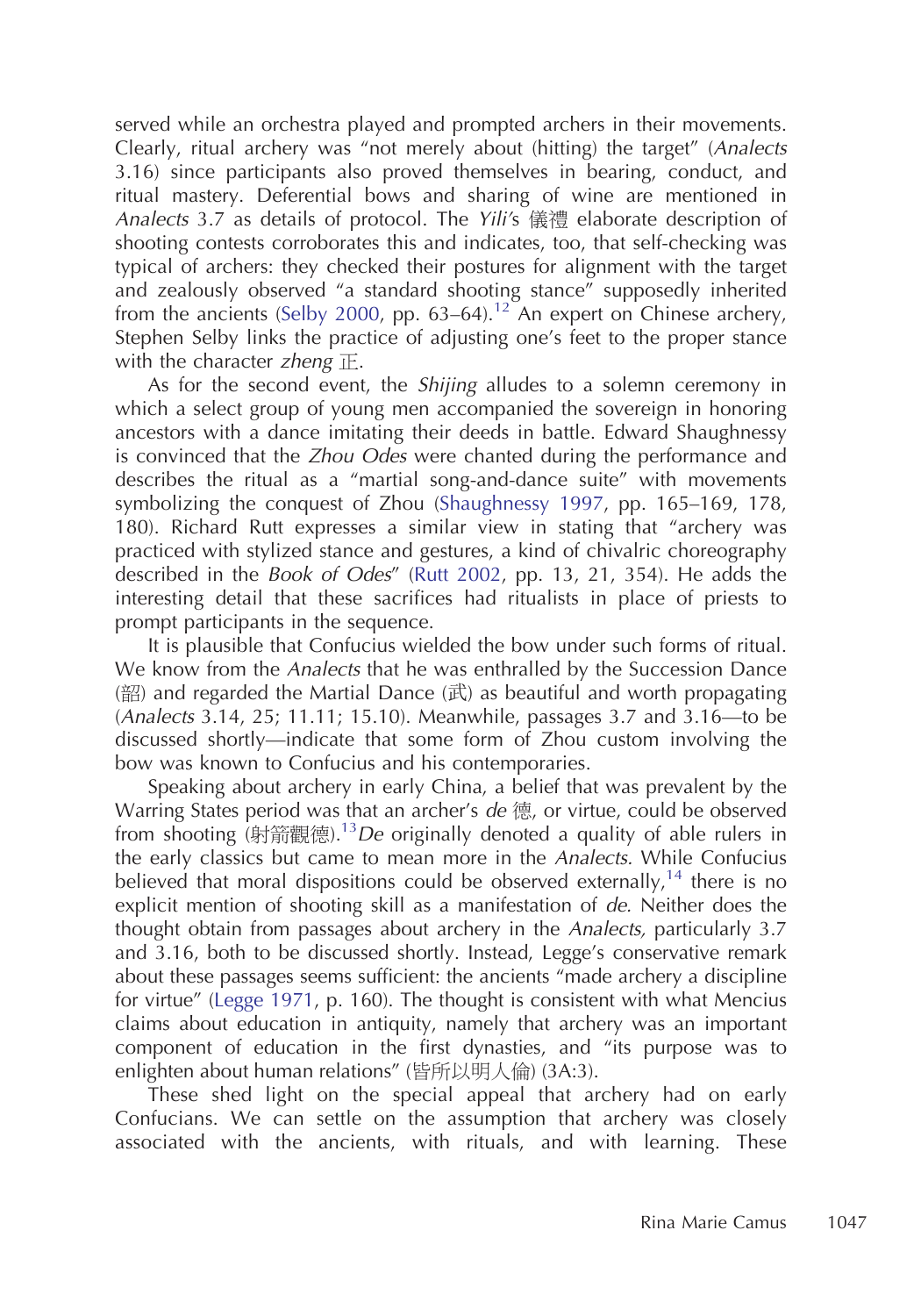served while an orchestra played and prompted archers in their movements. Clearly, ritual archery was "not merely about (hitting) the target" (*Analects* 3.16) since participants also proved themselves in bearing, conduct, and ritual mastery. Deferential bows and sharing of wine are mentioned in *Analects* 3.7 as details of protocol. The *Yili*'s 儀禮 elaborate description of shooting contests corroborates this and indicates, too, that self-checking was typical of archers: they checked their postures for alignment with the target and zealously observed "a standard shooting stance" supposedly inherited from the ancients (Selby 2000, pp. 63–64).[12] An expert on Chinese archery, Stephen Selby links the practice of adjusting one's feet to the proper stance with the character *zheng* 正.

As for the second event, the *Shijing* alludes to a solemn ceremony in which a select group of young men accompanied the sovereign in honoring ancestors with a dance imitating their deeds in battle. Edward Shaughnessy is convinced that the *Zhou Odes* were chanted during the performance and describes the ritual as a "martial song-and-dance suite" with movements symbolizing the conquest of Zhou (Shaughnessy 1997, pp. 165–169, 178, 180). Richard Rutt expresses a similar view in stating that "archery was practiced with stylized stance and gestures, a kind of chivalric choreography described in the *Book of Odes*" (Rutt 2002, pp. 13, 21, 354). He adds the interesting detail that these sacrifices had ritualists in place of priests to prompt participants in the sequence.

It is plausible that Confucius wielded the bow under such forms of ritual. We know from the *Analects* that he was enthralled by the Succession Dance (韶) and regarded the Martial Dance (武) as beautiful and worth propagating (*Analects* 3.14, 25; 11.11; 15.10). Meanwhile, passages 3.7 and 3.16—to be discussed shortly—indicate that some form of Zhou custom involving the bow was known to Confucius and his contemporaries.

Speaking about archery in early China, a belief that was prevalent by the Warring States period was that an archer's *de* 德, or virtue, could be observed from shooting (射箭觀德).[13] *De* originally denoted a quality of able rulers in the early classics but came to mean more in the *Analects*. While Confucius believed that moral dispositions could be observed externally,[14] there is no explicit mention of shooting skill as a manifestation of *de*. Neither does the thought obtain from passages about archery in the *Analects*, particularly 3.7 and 3.16, both to be discussed shortly. Instead, Legge's conservative remark about these passages seems sufficient: the ancients "made archery a discipline for virtue" (Legge 1971, p. 160). The thought is consistent with what Mencius claims about education in antiquity, namely that archery was an important component of education in the first dynasties, and "its purpose was to enlighten about human relations" (皆所以明人倫) (3A:3).

These shed light on the special appeal that archery had on early Confucians. We can settle on the assumption that archery was closely associated with the ancients, with rituals, and with learning. These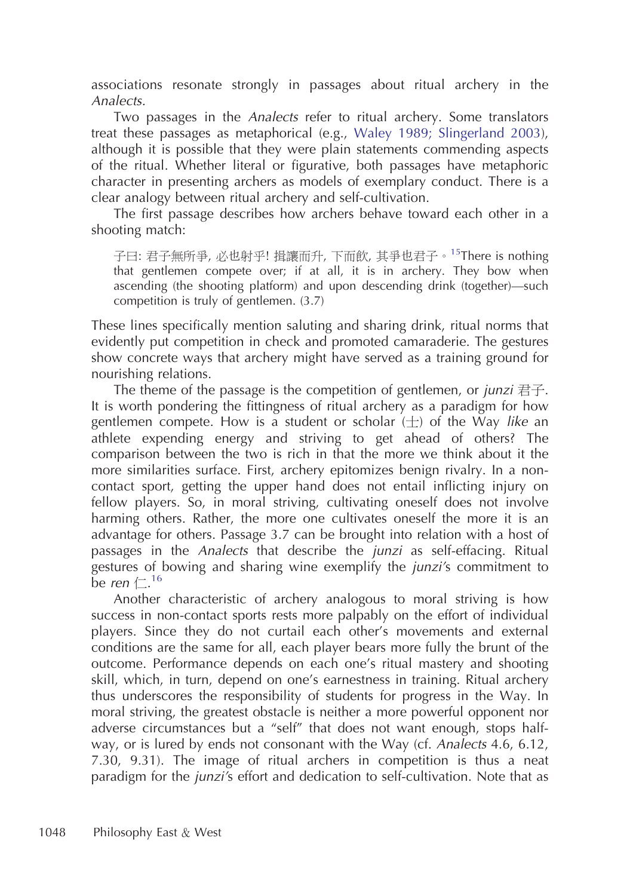associations resonate strongly in passages about ritual archery in the *Analects*.

Two passages in the *Analects* refer to ritual archery. Some translators treat these passages as metaphorical (e.g., Waley 1989; Slingerland 2003), although it is possible that they were plain statements commending aspects of the ritual. Whether literal or figurative, both passages have metaphoric character in presenting archers as models of exemplary conduct. There is a clear analogy between ritual archery and self-cultivation.

The first passage describes how archers behave toward each other in a shooting match:

> 子曰: 君子無所爭, 必也射乎! 揖讓而升, 下而飲, 其爭也君子。[15]There is nothing that gentlemen compete over; if at all, it is in archery. They bow when ascending (the shooting platform) and upon descending drink (together)—such competition is truly of gentlemen. (3.7)

These lines specifically mention saluting and sharing drink, ritual norms that evidently put competition in check and promoted camaraderie. The gestures show concrete ways that archery might have served as a training ground for nourishing relations.

The theme of the passage is the competition of gentlemen, or *junzi* 君子. It is worth pondering the fittingness of ritual archery as a paradigm for how gentlemen compete. How is a student or scholar (士) of the Way *like* an athlete expending energy and striving to get ahead of others? The comparison between the two is rich in that the more we think about it the more similarities surface. First, archery epitomizes benign rivalry. In a non-contact sport, getting the upper hand does not entail inflicting injury on fellow players. So, in moral striving, cultivating oneself does not involve harming others. Rather, the more one cultivates oneself the more it is an advantage for others. Passage 3.7 can be brought into relation with a host of passages in the *Analects* that describe the *junzi* as self-effacing. Ritual gestures of bowing and sharing wine exemplify the *junzi*'s commitment to be *ren* 仁.[16]

Another characteristic of archery analogous to moral striving is how success in non-contact sports rests more palpably on the effort of individual players. Since they do not curtail each other's movements and external conditions are the same for all, each player bears more fully the brunt of the outcome. Performance depends on each one's ritual mastery and shooting skill, which, in turn, depend on one's earnestness in training. Ritual archery thus underscores the responsibility of students for progress in the Way. In moral striving, the greatest obstacle is neither a more powerful opponent nor adverse circumstances but a "self" that does not want enough, stops halfway, or is lured by ends not consonant with the Way (cf. *Analects* 4.6, 6.12, 7.30, 9.31). The image of ritual archers in competition is thus a neat paradigm for the *junzi*'s effort and dedication to self-cultivation. Note that as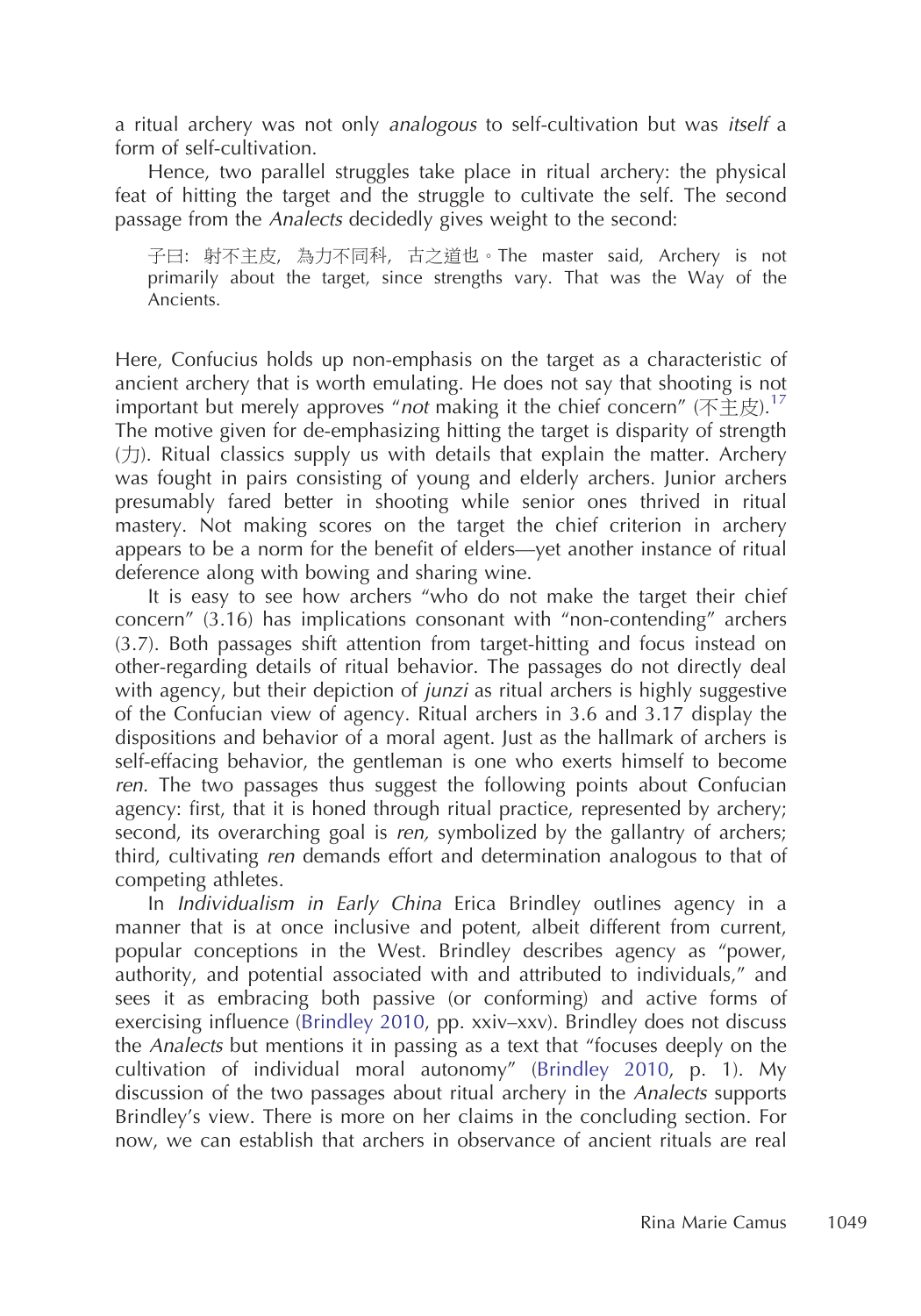a ritual archery was not only *analogous* to self-cultivation but was *itself* a form of self-cultivation.

Hence, two parallel struggles take place in ritual archery: the physical feat of hitting the target and the struggle to cultivate the self. The second passage from the *Analects* decidedly gives weight to the second:

> 子曰：射不主皮，為力不同科，古之道也。The master said, Archery is not primarily about the target, since strengths vary. That was the Way of the Ancients.

Here, Confucius holds up non-emphasis on the target as a characteristic of ancient archery that is worth emulating. He does not say that shooting is not important but merely approves "*not* making it the chief concern" (不主皮).[17] The motive given for de-emphasizing hitting the target is disparity of strength (力). Ritual classics supply us with details that explain the matter. Archery was fought in pairs consisting of young and elderly archers. Junior archers presumably fared better in shooting while senior ones thrived in ritual mastery. Not making scores on the target the chief criterion in archery appears to be a norm for the benefit of elders—yet another instance of ritual deference along with bowing and sharing wine.

It is easy to see how archers "who do not make the target their chief concern" (3.16) has implications consonant with "non-contending" archers (3.7). Both passages shift attention from target-hitting and focus instead on other-regarding details of ritual behavior. The passages do not directly deal with agency, but their depiction of *junzi* as ritual archers is highly suggestive of the Confucian view of agency. Ritual archers in 3.6 and 3.17 display the dispositions and behavior of a moral agent. Just as the hallmark of archers is self-effacing behavior, the gentleman is one who exerts himself to become *ren.* The two passages thus suggest the following points about Confucian agency: first, that it is honed through ritual practice, represented by archery; second, its overarching goal is *ren,* symbolized by the gallantry of archers; third, cultivating *ren* demands effort and determination analogous to that of competing athletes.

In *Individualism in Early China* Erica Brindley outlines agency in a manner that is at once inclusive and potent, albeit different from current, popular conceptions in the West. Brindley describes agency as "power, authority, and potential associated with and attributed to individuals," and sees it as embracing both passive (or conforming) and active forms of exercising influence (Brindley 2010, pp. xxiv–xxv). Brindley does not discuss the *Analects* but mentions it in passing as a text that "focuses deeply on the cultivation of individual moral autonomy" (Brindley 2010, p. 1). My discussion of the two passages about ritual archery in the *Analects* supports Brindley's view. There is more on her claims in the concluding section. For now, we can establish that archers in observance of ancient rituals are real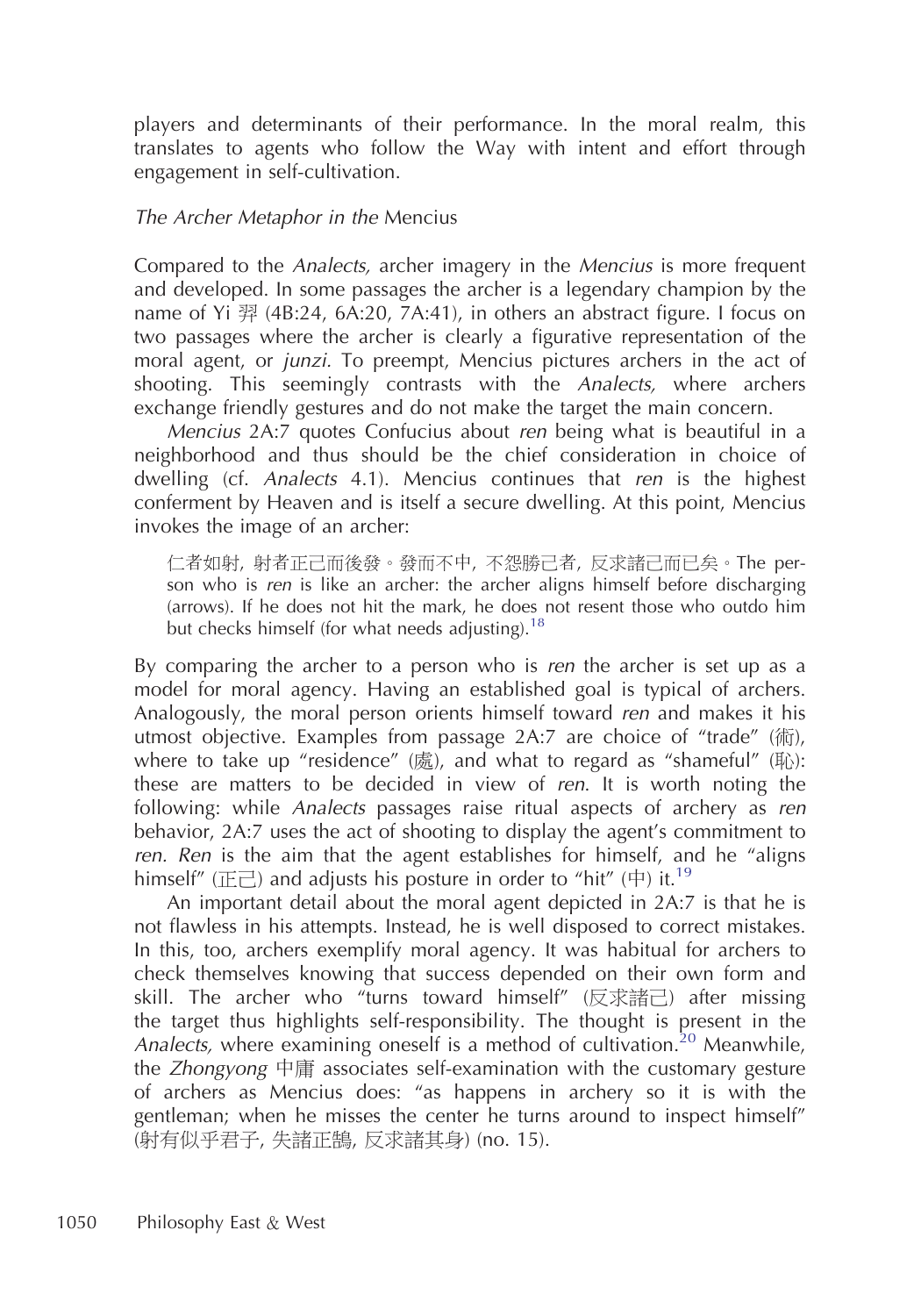players and determinants of their performance. In the moral realm, this translates to agents who follow the Way with intent and effort through engagement in self-cultivation.

### *The Archer Metaphor in the* Mencius

Compared to the *Analects,* archer imagery in the *Mencius* is more frequent and developed. In some passages the archer is a legendary champion by the name of Yi 羿 (4B:24, 6A:20, 7A:41), in others an abstract figure. I focus on two passages where the archer is clearly a figurative representation of the moral agent, or *junzi*. To preempt, Mencius pictures archers in the act of shooting. This seemingly contrasts with the *Analects,* where archers exchange friendly gestures and do not make the target the main concern.

*Mencius* 2A:7 quotes Confucius about *ren* being what is beautiful in a neighborhood and thus should be the chief consideration in choice of dwelling (cf. *Analects* 4.1). Mencius continues that *ren* is the highest conferment by Heaven and is itself a secure dwelling. At this point, Mencius invokes the image of an archer:

> 仁者如射，射者正己而後發。發而不中，不怨勝己者，反求諸己而已矣。The person who is *ren* is like an archer: the archer aligns himself before discharging (arrows). If he does not hit the mark, he does not resent those who outdo him but checks himself (for what needs adjusting).[18]

By comparing the archer to a person who is *ren* the archer is set up as a model for moral agency. Having an established goal is typical of archers. Analogously, the moral person orients himself toward *ren* and makes it his utmost objective. Examples from passage 2A:7 are choice of "trade" (術), where to take up "residence" (處), and what to regard as "shameful" (恥): these are matters to be decided in view of *ren*. It is worth noting the following: while *Analects* passages raise ritual aspects of archery as *ren* behavior, 2A:7 uses the act of shooting to display the agent's commitment to *ren*. *Ren* is the aim that the agent establishes for himself, and he "aligns himself" (正己) and adjusts his posture in order to "hit" (中) it.[19]

An important detail about the moral agent depicted in 2A:7 is that he is not flawless in his attempts. Instead, he is well disposed to correct mistakes. In this, too, archers exemplify moral agency. It was habitual for archers to check themselves knowing that success depended on their own form and skill. The archer who "turns toward himself" (反求諸己) after missing the target thus highlights self-responsibility. The thought is present in the *Analects,* where examining oneself is a method of cultivation.[20] Meanwhile, the *Zhongyong* 中庸 associates self-examination with the customary gesture of archers as Mencius does: "as happens in archery so it is with the gentleman; when he misses the center he turns around to inspect himself" (射有似乎君子，失諸正鵠，反求諸其身) (no. 15).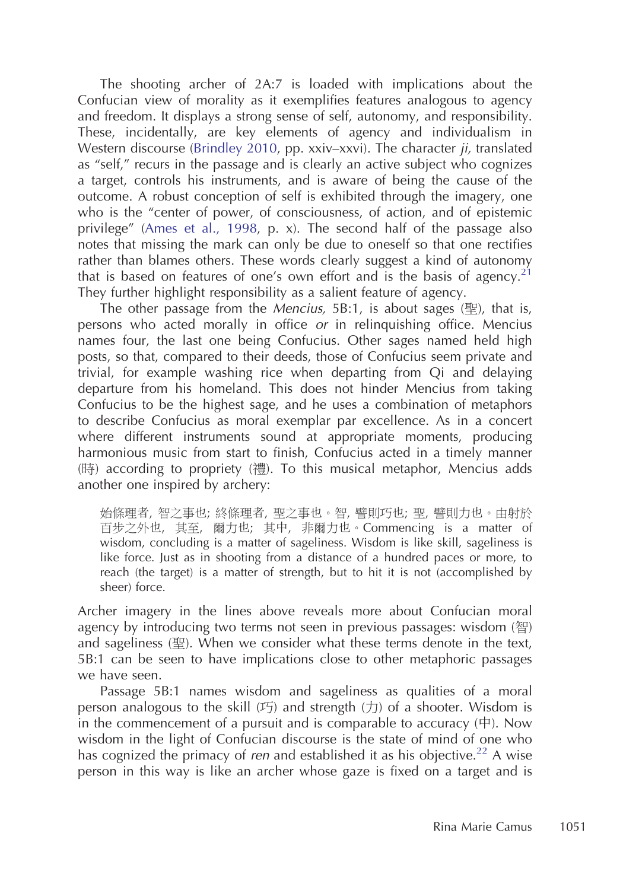The shooting archer of 2A:7 is loaded with implications about the Confucian view of morality as it exemplifies features analogous to agency and freedom. It displays a strong sense of self, autonomy, and responsibility. These, incidentally, are key elements of agency and individualism in Western discourse (Brindley 2010, pp. xxiv–xxvi). The character *ji,* translated as "self," recurs in the passage and is clearly an active subject who cognizes a target, controls his instruments, and is aware of being the cause of the outcome. A robust conception of self is exhibited through the imagery, one who is the "center of power, of consciousness, of action, and of epistemic privilege" (Ames et al., 1998, p. x). The second half of the passage also notes that missing the mark can only be due to oneself so that one rectifies rather than blames others. These words clearly suggest a kind of autonomy that is based on features of one's own effort and is the basis of agency.[21] They further highlight responsibility as a salient feature of agency.

The other passage from the *Mencius,* 5B:1, is about sages (聖), that is, persons who acted morally in office *or* in relinquishing office. Mencius names four, the last one being Confucius. Other sages named held high posts, so that, compared to their deeds, those of Confucius seem private and trivial, for example washing rice when departing from Qi and delaying departure from his homeland. This does not hinder Mencius from taking Confucius to be the highest sage, and he uses a combination of metaphors to describe Confucius as moral exemplar par excellence. As in a concert where different instruments sound at appropriate moments, producing harmonious music from start to finish, Confucius acted in a timely manner (時) according to propriety (禮). To this musical metaphor, Mencius adds another one inspired by archery:

> 始條理者, 智之事也; 終條理者, 聖之事也。智, 譬則巧也; 聖, 譬則力也。由射於百步之外也, 其至, 爾力也; 其中, 非爾力也。Commencing is a matter of wisdom, concluding is a matter of sageliness. Wisdom is like skill, sageliness is like force. Just as in shooting from a distance of a hundred paces or more, to reach (the target) is a matter of strength, but to hit it is not (accomplished by sheer) force.

Archer imagery in the lines above reveals more about Confucian moral agency by introducing two terms not seen in previous passages: wisdom (智) and sageliness (聖). When we consider what these terms denote in the text, 5B:1 can be seen to have implications close to other metaphoric passages we have seen.

Passage 5B:1 names wisdom and sageliness as qualities of a moral person analogous to the skill (巧) and strength (力) of a shooter. Wisdom is in the commencement of a pursuit and is comparable to accuracy (中). Now wisdom in the light of Confucian discourse is the state of mind of one who has cognized the primacy of *ren* and established it as his objective.[22] A wise person in this way is like an archer whose gaze is fixed on a target and is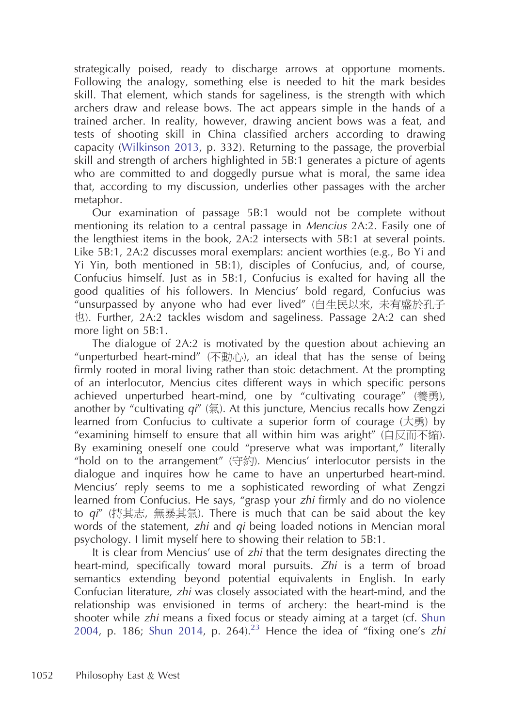strategically poised, ready to discharge arrows at opportune moments. Following the analogy, something else is needed to hit the mark besides skill. That element, which stands for sageliness, is the strength with which archers draw and release bows. The act appears simple in the hands of a trained archer. In reality, however, drawing ancient bows was a feat, and tests of shooting skill in China classified archers according to drawing capacity (Wilkinson 2013, p. 332). Returning to the passage, the proverbial skill and strength of archers highlighted in 5B:1 generates a picture of agents who are committed to and doggedly pursue what is moral, the same idea that, according to my discussion, underlies other passages with the archer metaphor.

Our examination of passage 5B:1 would not be complete without mentioning its relation to a central passage in *Mencius* 2A:2. Easily one of the lengthiest items in the book, 2A:2 intersects with 5B:1 at several points. Like 5B:1, 2A:2 discusses moral exemplars: ancient worthies (e.g., Bo Yi and Yi Yin, both mentioned in 5B:1), disciples of Confucius, and, of course, Confucius himself. Just as in 5B:1, Confucius is exalted for having all the good qualities of his followers. In Mencius' bold regard, Confucius was "unsurpassed by anyone who had ever lived" (自生民以來, 未有盛於孔子也). Further, 2A:2 tackles wisdom and sageliness. Passage 2A:2 can shed more light on 5B:1.

The dialogue of 2A:2 is motivated by the question about achieving an "unperturbed heart-mind" (不動心), an ideal that has the sense of being firmly rooted in moral living rather than stoic detachment. At the prompting of an interlocutor, Mencius cites different ways in which specific persons achieved unperturbed heart-mind, one by "cultivating courage" (養勇), another by "cultivating *qi*" (氣). At this juncture, Mencius recalls how Zengzi learned from Confucius to cultivate a superior form of courage (大勇) by "examining himself to ensure that all within him was aright" (自反而不縮). By examining oneself one could "preserve what was important," literally "hold on to the arrangement" (守約). Mencius' interlocutor persists in the dialogue and inquires how he came to have an unperturbed heart-mind. Mencius' reply seems to me a sophisticated rewording of what Zengzi learned from Confucius. He says, "grasp your *zhi* firmly and do no violence to *qi*" (持其志, 無暴其氣). There is much that can be said about the key words of the statement, *zhi* and *qi* being loaded notions in Mencian moral psychology. I limit myself here to showing their relation to 5B:1.

It is clear from Mencius' use of *zhi* that the term designates directing the heart-mind, specifically toward moral pursuits. *Zhi* is a term of broad semantics extending beyond potential equivalents in English. In early Confucian literature, *zhi* was closely associated with the heart-mind, and the relationship was envisioned in terms of archery: the heart-mind is the shooter while *zhi* means a fixed focus or steady aiming at a target (cf. Shun 2004, p. 186; Shun 2014, p. 264).[23] Hence the idea of "fixing one's *zhi*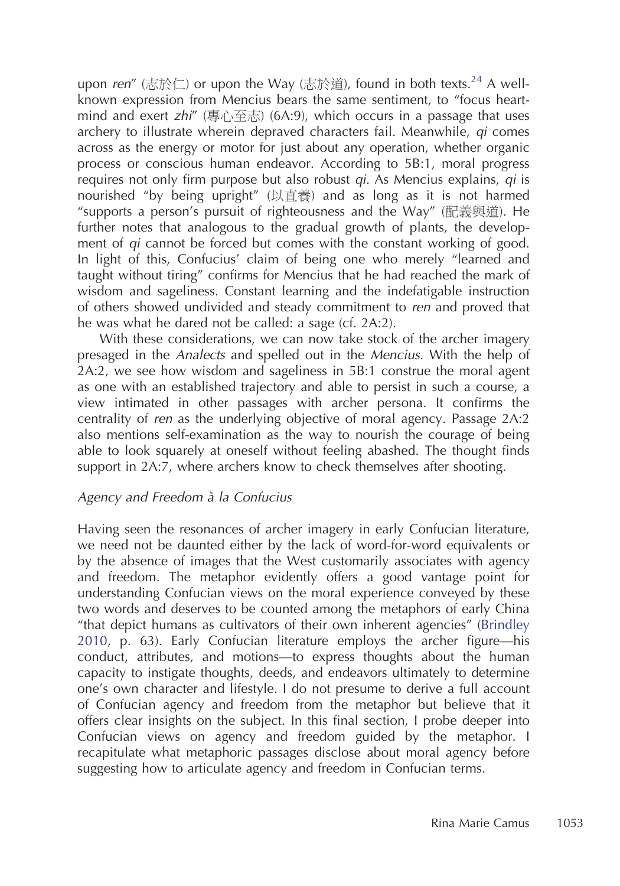upon *ren*" (志於仁) or upon the Way (志於道), found in both texts.[24] A well-known expression from Mencius bears the same sentiment, to "focus heart-mind and exert *zhi*" (專心至志) (6A:9), which occurs in a passage that uses archery to illustrate wherein depraved characters fail. Meanwhile, *qi* comes across as the energy or motor for just about any operation, whether organic process or conscious human endeavor. According to 5B:1, moral progress requires not only firm purpose but also robust *qi*. As Mencius explains, *qi* is nourished "by being upright" (以直養) and as long as it is not harmed "supports a person's pursuit of righteousness and the Way" (配義與道). He further notes that analogous to the gradual growth of plants, the development of *qi* cannot be forced but comes with the constant working of good. In light of this, Confucius' claim of being one who merely "learned and taught without tiring" confirms for Mencius that he had reached the mark of wisdom and sageliness. Constant learning and the indefatigable instruction of others showed undivided and steady commitment to *ren* and proved that he was what he dared not be called: a sage (cf. 2A:2).

With these considerations, we can now take stock of the archer imagery presaged in the *Analects* and spelled out in the *Mencius*. With the help of 2A:2, we see how wisdom and sageliness in 5B:1 construe the moral agent as one with an established trajectory and able to persist in such a course, a view intimated in other passages with archer persona. It confirms the centrality of *ren* as the underlying objective of moral agency. Passage 2A:2 also mentions self-examination as the way to nourish the courage of being able to look squarely at oneself without feeling abashed. The thought finds support in 2A:7, where archers know to check themselves after shooting.

### *Agency and Freedom à la Confucius*

Having seen the resonances of archer imagery in early Confucian literature, we need not be daunted either by the lack of word-for-word equivalents or by the absence of images that the West customarily associates with agency and freedom. The metaphor evidently offers a good vantage point for understanding Confucian views on the moral experience conveyed by these two words and deserves to be counted among the metaphors of early China "that depict humans as cultivators of their own inherent agencies" (Brindley 2010, p. 63). Early Confucian literature employs the archer figure—his conduct, attributes, and motions—to express thoughts about the human capacity to instigate thoughts, deeds, and endeavors ultimately to determine one's own character and lifestyle. I do not presume to derive a full account of Confucian agency and freedom from the metaphor but believe that it offers clear insights on the subject. In this final section, I probe deeper into Confucian views on agency and freedom guided by the metaphor. I recapitulate what metaphoric passages disclose about moral agency before suggesting how to articulate agency and freedom in Confucian terms.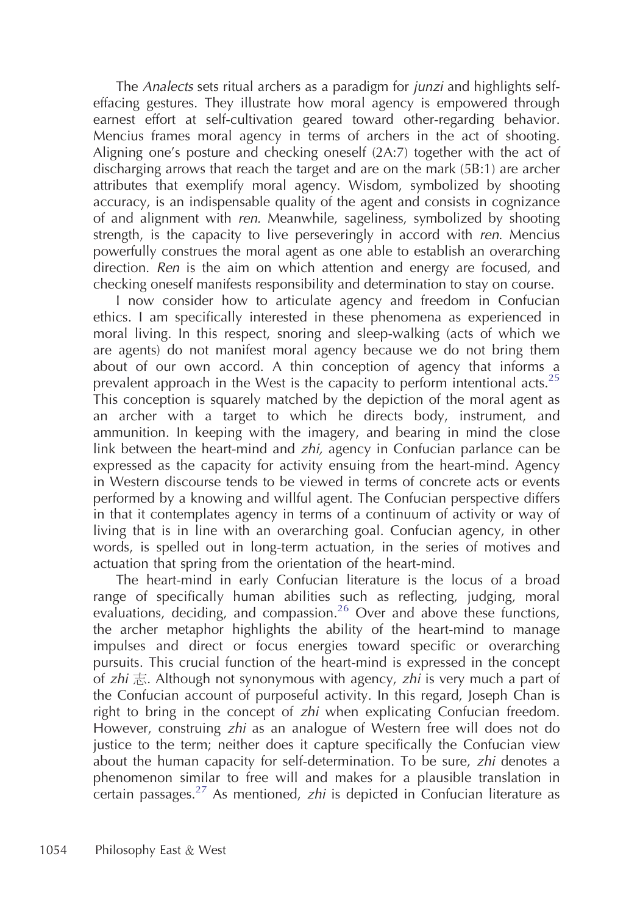The *Analects* sets ritual archers as a paradigm for *junzi* and highlights self-effacing gestures. They illustrate how moral agency is empowered through earnest effort at self-cultivation geared toward other-regarding behavior. Mencius frames moral agency in terms of archers in the act of shooting. Aligning one's posture and checking oneself (2A:7) together with the act of discharging arrows that reach the target and are on the mark (5B:1) are archer attributes that exemplify moral agency. Wisdom, symbolized by shooting accuracy, is an indispensable quality of the agent and consists in cognizance of and alignment with *ren*. Meanwhile, sageliness, symbolized by shooting strength, is the capacity to live perseveringly in accord with *ren*. Mencius powerfully construes the moral agent as one able to establish an overarching direction. *Ren* is the aim on which attention and energy are focused, and checking oneself manifests responsibility and determination to stay on course.

I now consider how to articulate agency and freedom in Confucian ethics. I am specifically interested in these phenomena as experienced in moral living. In this respect, snoring and sleep-walking (acts of which we are agents) do not manifest moral agency because we do not bring them about of our own accord. A thin conception of agency that informs a prevalent approach in the West is the capacity to perform intentional acts.[25] This conception is squarely matched by the depiction of the moral agent as an archer with a target to which he directs body, instrument, and ammunition. In keeping with the imagery, and bearing in mind the close link between the heart-mind and *zhi,* agency in Confucian parlance can be expressed as the capacity for activity ensuing from the heart-mind. Agency in Western discourse tends to be viewed in terms of concrete acts or events performed by a knowing and willful agent. The Confucian perspective differs in that it contemplates agency in terms of a continuum of activity or way of living that is in line with an overarching goal. Confucian agency, in other words, is spelled out in long-term actuation, in the series of motives and actuation that spring from the orientation of the heart-mind.

The heart-mind in early Confucian literature is the locus of a broad range of specifically human abilities such as reflecting, judging, moral evaluations, deciding, and compassion.[26] Over and above these functions, the archer metaphor highlights the ability of the heart-mind to manage impulses and direct or focus energies toward specific or overarching pursuits. This crucial function of the heart-mind is expressed in the concept of *zhi* 志. Although not synonymous with agency, *zhi* is very much a part of the Confucian account of purposeful activity. In this regard, Joseph Chan is right to bring in the concept of *zhi* when explicating Confucian freedom. However, construing *zhi* as an analogue of Western free will does not do justice to the term; neither does it capture specifically the Confucian view about the human capacity for self-determination. To be sure, *zhi* denotes a phenomenon similar to free will and makes for a plausible translation in certain passages.[27] As mentioned, *zhi* is depicted in Confucian literature as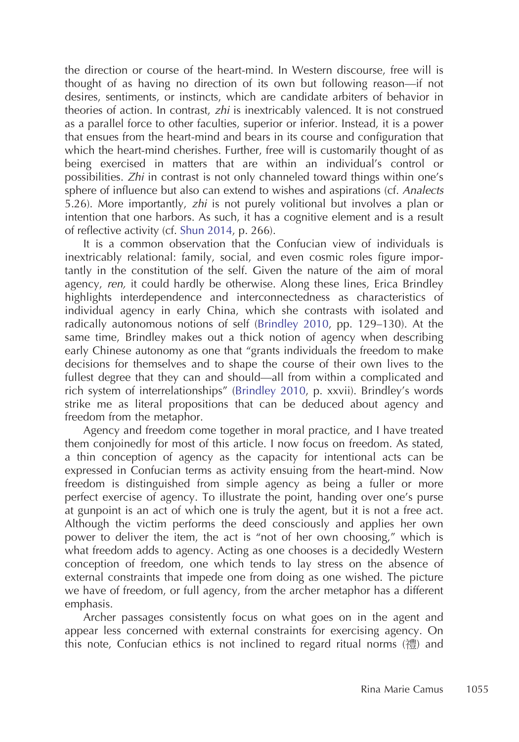the direction or course of the heart-mind. In Western discourse, free will is thought of as having no direction of its own but following reason—if not desires, sentiments, or instincts, which are candidate arbiters of behavior in theories of action. In contrast, *zhi* is inextricably valenced. It is not construed as a parallel force to other faculties, superior or inferior. Instead, it is a power that ensues from the heart-mind and bears in its course and configuration that which the heart-mind cherishes. Further, free will is customarily thought of as being exercised in matters that are within an individual's control or possibilities. *Zhi* in contrast is not only channeled toward things within one's sphere of influence but also can extend to wishes and aspirations (cf. *Analects* 5.26). More importantly, *zhi* is not purely volitional but involves a plan or intention that one harbors. As such, it has a cognitive element and is a result of reflective activity (cf. Shun 2014, p. 266).

It is a common observation that the Confucian view of individuals is inextricably relational: family, social, and even cosmic roles figure importantly in the constitution of the self. Given the nature of the aim of moral agency, *ren,* it could hardly be otherwise. Along these lines, Erica Brindley highlights interdependence and interconnectedness as characteristics of individual agency in early China, which she contrasts with isolated and radically autonomous notions of self (Brindley 2010, pp. 129–130). At the same time, Brindley makes out a thick notion of agency when describing early Chinese autonomy as one that "grants individuals the freedom to make decisions for themselves and to shape the course of their own lives to the fullest degree that they can and should—all from within a complicated and rich system of interrelationships" (Brindley 2010, p. xxvii). Brindley's words strike me as literal propositions that can be deduced about agency and freedom from the metaphor.

Agency and freedom come together in moral practice, and I have treated them conjoinedly for most of this article. I now focus on freedom. As stated, a thin conception of agency as the capacity for intentional acts can be expressed in Confucian terms as activity ensuing from the heart-mind. Now freedom is distinguished from simple agency as being a fuller or more perfect exercise of agency. To illustrate the point, handing over one's purse at gunpoint is an act of which one is truly the agent, but it is not a free act. Although the victim performs the deed consciously and applies her own power to deliver the item, the act is "not of her own choosing," which is what freedom adds to agency. Acting as one chooses is a decidedly Western conception of freedom, one which tends to lay stress on the absence of external constraints that impede one from doing as one wished. The picture we have of freedom, or full agency, from the archer metaphor has a different emphasis.

Archer passages consistently focus on what goes on in the agent and appear less concerned with external constraints for exercising agency. On this note, Confucian ethics is not inclined to regard ritual norms (禮) and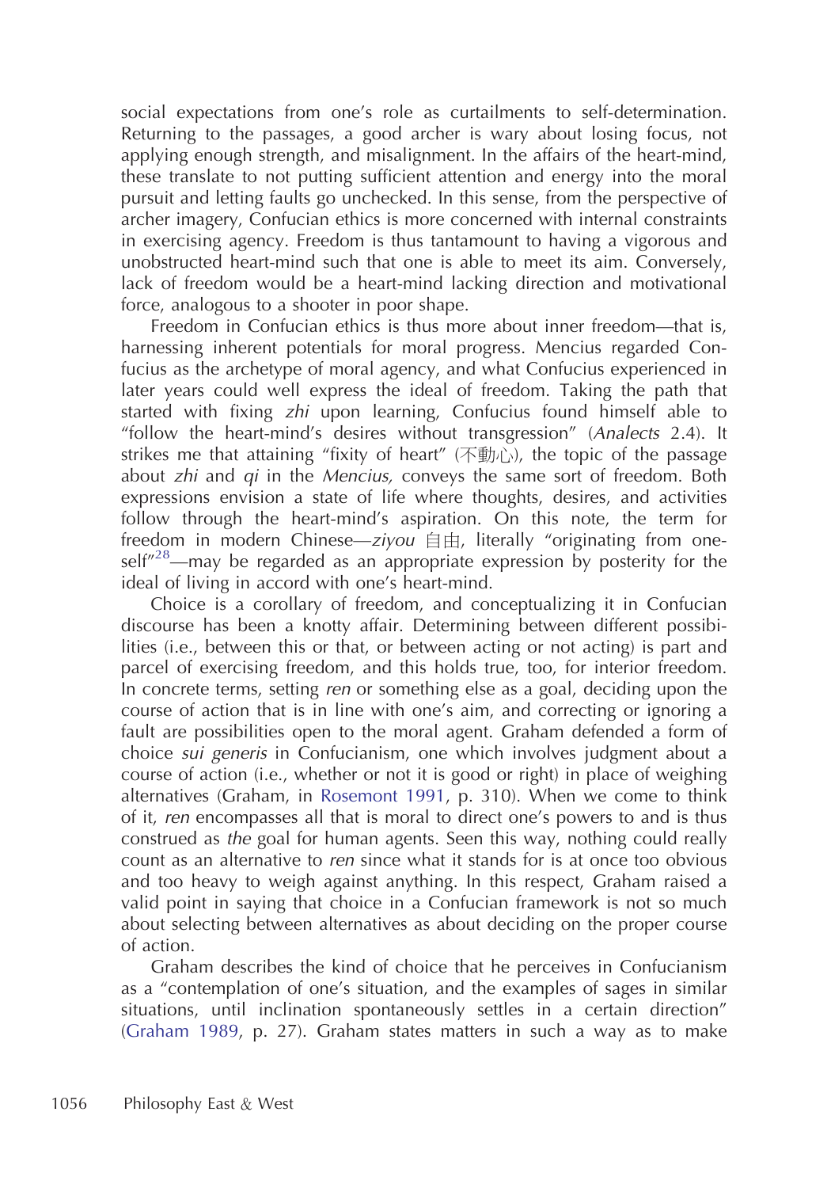social expectations from one's role as curtailments to self-determination. Returning to the passages, a good archer is wary about losing focus, not applying enough strength, and misalignment. In the affairs of the heart-mind, these translate to not putting sufficient attention and energy into the moral pursuit and letting faults go unchecked. In this sense, from the perspective of archer imagery, Confucian ethics is more concerned with internal constraints in exercising agency. Freedom is thus tantamount to having a vigorous and unobstructed heart-mind such that one is able to meet its aim. Conversely, lack of freedom would be a heart-mind lacking direction and motivational force, analogous to a shooter in poor shape.

Freedom in Confucian ethics is thus more about inner freedom—that is, harnessing inherent potentials for moral progress. Mencius regarded Confucius as the archetype of moral agency, and what Confucius experienced in later years could well express the ideal of freedom. Taking the path that started with fixing *zhi* upon learning, Confucius found himself able to "follow the heart-mind's desires without transgression" (*Analects* 2.4). It strikes me that attaining "fixity of heart" (不動心), the topic of the passage about *zhi* and *qi* in the *Mencius,* conveys the same sort of freedom. Both expressions envision a state of life where thoughts, desires, and activities follow through the heart-mind's aspiration. On this note, the term for freedom in modern Chinese—*ziyou* 自由, literally "originating from oneself"[28]—may be regarded as an appropriate expression by posterity for the ideal of living in accord with one's heart-mind.

Choice is a corollary of freedom, and conceptualizing it in Confucian discourse has been a knotty affair. Determining between different possibilities (i.e., between this or that, or between acting or not acting) is part and parcel of exercising freedom, and this holds true, too, for interior freedom. In concrete terms, setting *ren* or something else as a goal, deciding upon the course of action that is in line with one's aim, and correcting or ignoring a fault are possibilities open to the moral agent. Graham defended a form of choice *sui generis* in Confucianism, one which involves judgment about a course of action (i.e., whether or not it is good or right) in place of weighing alternatives (Graham, in Rosemont 1991, p. 310). When we come to think of it, *ren* encompasses all that is moral to direct one's powers to and is thus construed as *the* goal for human agents. Seen this way, nothing could really count as an alternative to *ren* since what it stands for is at once too obvious and too heavy to weigh against anything. In this respect, Graham raised a valid point in saying that choice in a Confucian framework is not so much about selecting between alternatives as about deciding on the proper course of action.

Graham describes the kind of choice that he perceives in Confucianism as a "contemplation of one's situation, and the examples of sages in similar situations, until inclination spontaneously settles in a certain direction" (Graham 1989, p. 27). Graham states matters in such a way as to make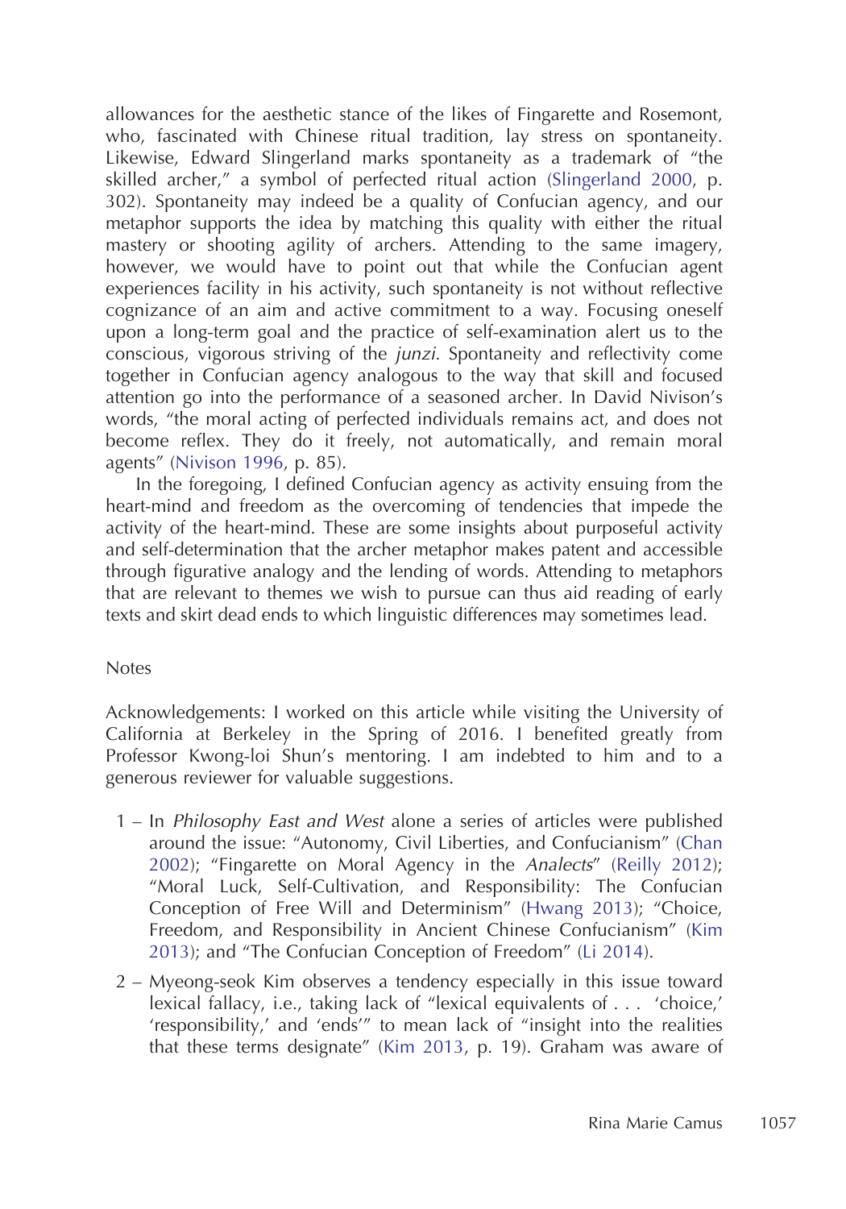allowances for the aesthetic stance of the likes of Fingarette and Rosemont, who, fascinated with Chinese ritual tradition, lay stress on spontaneity. Likewise, Edward Slingerland marks spontaneity as a trademark of "the skilled archer," a symbol of perfected ritual action (Slingerland 2000, p. 302). Spontaneity may indeed be a quality of Confucian agency, and our metaphor supports the idea by matching this quality with either the ritual mastery or shooting agility of archers. Attending to the same imagery, however, we would have to point out that while the Confucian agent experiences facility in his activity, such spontaneity is not without reflective cognizance of an aim and active commitment to a way. Focusing oneself upon a long-term goal and the practice of self-examination alert us to the conscious, vigorous striving of the *junzi*. Spontaneity and reflectivity come together in Confucian agency analogous to the way that skill and focused attention go into the performance of a seasoned archer. In David Nivison's words, "the moral acting of perfected individuals remains act, and does not become reflex. They do it freely, not automatically, and remain moral agents" (Nivison 1996, p. 85).

In the foregoing, I defined Confucian agency as activity ensuing from the heart-mind and freedom as the overcoming of tendencies that impede the activity of the heart-mind. These are some insights about purposeful activity and self-determination that the archer metaphor makes patent and accessible through figurative analogy and the lending of words. Attending to metaphors that are relevant to themes we wish to pursue can thus aid reading of early texts and skirt dead ends to which linguistic differences may sometimes lead.

## Notes

Acknowledgements: I worked on this article while visiting the University of California at Berkeley in the Spring of 2016. I benefited greatly from Professor Kwong-loi Shun's mentoring. I am indebted to him and to a generous reviewer for valuable suggestions.

1 – In *Philosophy East and West* alone a series of articles were published around the issue: "Autonomy, Civil Liberties, and Confucianism" (Chan 2002); "Fingarette on Moral Agency in the *Analects*" (Reilly 2012); "Moral Luck, Self-Cultivation, and Responsibility: The Confucian Conception of Free Will and Determinism" (Hwang 2013); "Choice, Freedom, and Responsibility in Ancient Chinese Confucianism" (Kim 2013); and "The Confucian Conception of Freedom" (Li 2014).

2 – Myeong-seok Kim observes a tendency especially in this issue toward lexical fallacy, i.e., taking lack of "lexical equivalents of . . . 'choice,' 'responsibility,' and 'ends'" to mean lack of "insight into the realities that these terms designate" (Kim 2013, p. 19). Graham was aware of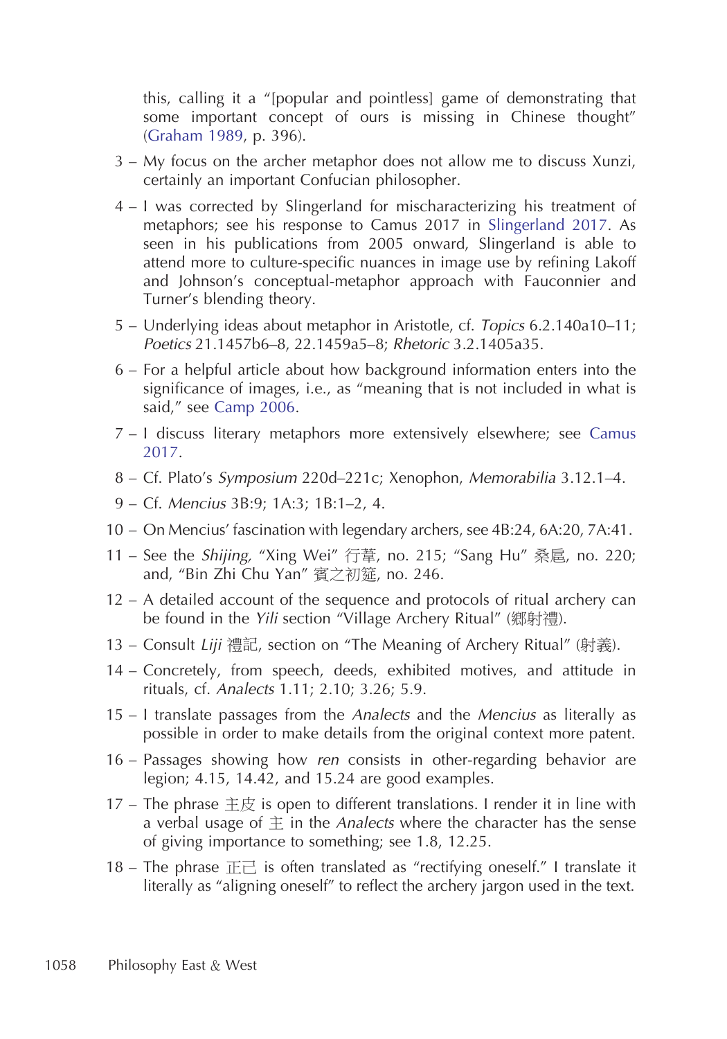this, calling it a "[popular and pointless] game of demonstrating that some important concept of ours is missing in Chinese thought" (Graham 1989, p. 396).

3 – My focus on the archer metaphor does not allow me to discuss Xunzi, certainly an important Confucian philosopher.

4 – I was corrected by Slingerland for mischaracterizing his treatment of metaphors; see his response to Camus 2017 in Slingerland 2017. As seen in his publications from 2005 onward, Slingerland is able to attend more to culture-specific nuances in image use by refining Lakoff and Johnson's conceptual-metaphor approach with Fauconnier and Turner's blending theory.

5 – Underlying ideas about metaphor in Aristotle, cf. *Topics* 6.2.140a10–11; *Poetics* 21.1457b6–8, 22.1459a5–8; *Rhetoric* 3.2.1405a35.

6 – For a helpful article about how background information enters into the significance of images, i.e., as "meaning that is not included in what is said," see Camp 2006.

7 – I discuss literary metaphors more extensively elsewhere; see Camus 2017.

8 – Cf. Plato's *Symposium* 220d–221c; Xenophon, *Memorabilia* 3.12.1–4.

9 – Cf. *Mencius* 3B:9; 1A:3; 1B:1–2, 4.

10 – On Mencius' fascination with legendary archers, see 4B:24, 6A:20, 7A:41.

11 – See the *Shijing*, "Xing Wei" 行葦, no. 215; "Sang Hu" 桑扈, no. 220; and, "Bin Zhi Chu Yan" 賓之初筵, no. 246.

12 – A detailed account of the sequence and protocols of ritual archery can be found in the *Yili* section "Village Archery Ritual" (鄉射禮).

13 – Consult *Liji* 禮記, section on "The Meaning of Archery Ritual" (射義).

14 – Concretely, from speech, deeds, exhibited motives, and attitude in rituals, cf. *Analects* 1.11; 2.10; 3.26; 5.9.

15 – I translate passages from the *Analects* and the *Mencius* as literally as possible in order to make details from the original context more patent.

16 – Passages showing how *ren* consists in other-regarding behavior are legion; 4.15, 14.42, and 15.24 are good examples.

17 – The phrase 主皮 is open to different translations. I render it in line with a verbal usage of 主 in the *Analects* where the character has the sense of giving importance to something; see 1.8, 12.25.

18 – The phrase 正己 is often translated as "rectifying oneself." I translate it literally as "aligning oneself" to reflect the archery jargon used in the text.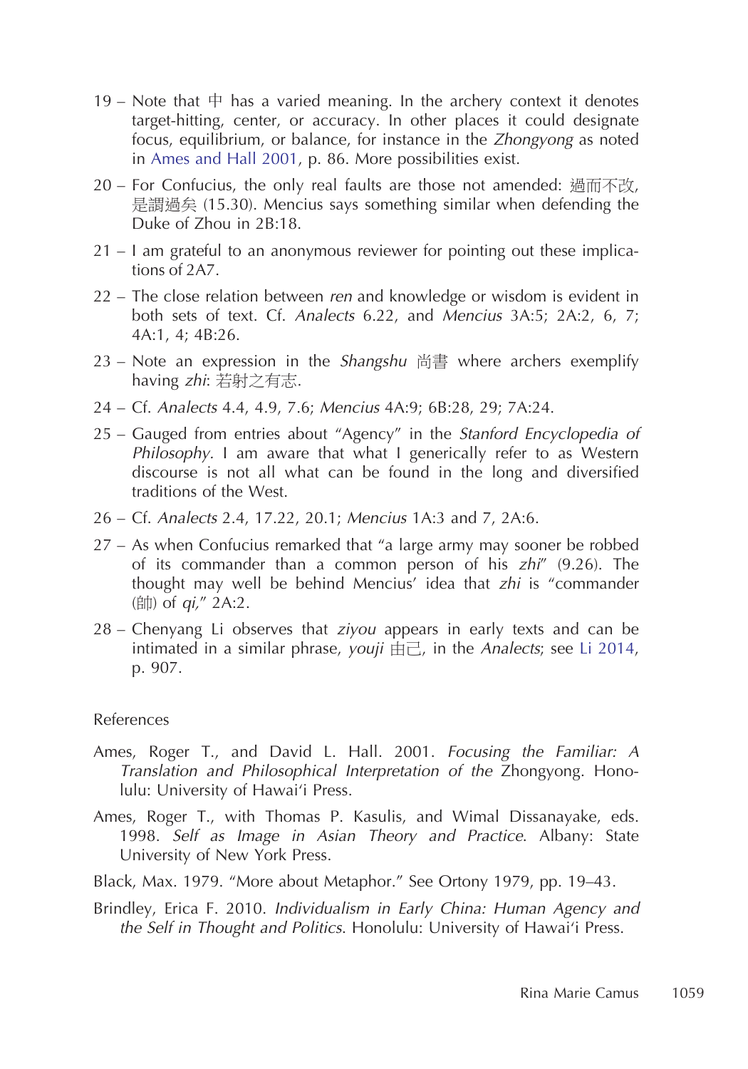19 – Note that 中 has a varied meaning. In the archery context it denotes target-hitting, center, or accuracy. In other places it could designate focus, equilibrium, or balance, for instance in the *Zhongyong* as noted in Ames and Hall 2001, p. 86. More possibilities exist.

20 – For Confucius, the only real faults are those not amended: 過而不改, 是謂過矣 (15.30). Mencius says something similar when defending the Duke of Zhou in 2B:18.

21 – I am grateful to an anonymous reviewer for pointing out these implications of 2A7.

22 – The close relation between *ren* and knowledge or wisdom is evident in both sets of text. Cf. *Analects* 6.22, and *Mencius* 3A:5; 2A:2, 6, 7; 4A:1, 4; 4B:26.

23 – Note an expression in the *Shangshu* 尚書 where archers exemplify having *zhi*: 若射之有志.

24 – Cf. *Analects* 4.4, 4.9, 7.6; *Mencius* 4A:9; 6B:28, 29; 7A:24.

25 – Gauged from entries about "Agency" in the *Stanford Encyclopedia of Philosophy*. I am aware that what I generically refer to as Western discourse is not all what can be found in the long and diversified traditions of the West.

26 – Cf. *Analects* 2.4, 17.22, 20.1; *Mencius* 1A:3 and 7, 2A:6.

27 – As when Confucius remarked that "a large army may sooner be robbed of its commander than a common person of his *zhi*" (9.26). The thought may well be behind Mencius' idea that *zhi* is "commander (帥) of *qi*," 2A:2.

28 – Chenyang Li observes that *ziyou* appears in early texts and can be intimated in a similar phrase, *youji* 由己, in the *Analects*; see Li 2014, p. 907.

References

Ames, Roger T., and David L. Hall. 2001. *Focusing the Familiar: A Translation and Philosophical Interpretation of the* Zhongyong. Honolulu: University of Hawai'i Press.

Ames, Roger T., with Thomas P. Kasulis, and Wimal Dissanayake, eds. 1998. *Self as Image in Asian Theory and Practice*. Albany: State University of New York Press.

Black, Max. 1979. "More about Metaphor." See Ortony 1979, pp. 19–43.

Brindley, Erica F. 2010. *Individualism in Early China: Human Agency and the Self in Thought and Politics*. Honolulu: University of Hawai'i Press.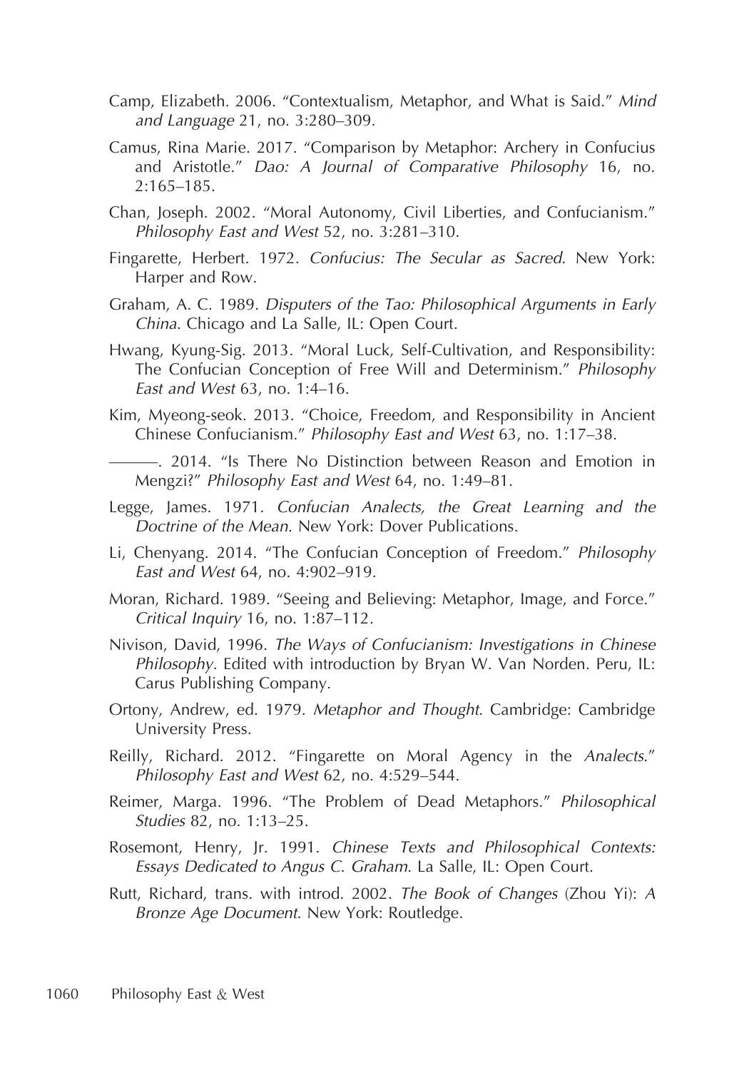Camp, Elizabeth. 2006. "Contextualism, Metaphor, and What is Said." *Mind and Language* 21, no. 3:280–309.

Camus, Rina Marie. 2017. "Comparison by Metaphor: Archery in Confucius and Aristotle." *Dao: A Journal of Comparative Philosophy* 16, no. 2:165–185.

Chan, Joseph. 2002. "Moral Autonomy, Civil Liberties, and Confucianism." *Philosophy East and West* 52, no. 3:281–310.

Fingarette, Herbert. 1972. *Confucius: The Secular as Sacred*. New York: Harper and Row.

Graham, A. C. 1989. *Disputers of the Tao: Philosophical Arguments in Early China*. Chicago and La Salle, IL: Open Court.

Hwang, Kyung-Sig. 2013. "Moral Luck, Self-Cultivation, and Responsibility: The Confucian Conception of Free Will and Determinism." *Philosophy East and West* 63, no. 1:4–16.

Kim, Myeong-seok. 2013. "Choice, Freedom, and Responsibility in Ancient Chinese Confucianism." *Philosophy East and West* 63, no. 1:17–38.

———. 2014. "Is There No Distinction between Reason and Emotion in Mengzi?" *Philosophy East and West* 64, no. 1:49–81.

Legge, James. 1971. *Confucian Analects, the Great Learning and the Doctrine of the Mean*. New York: Dover Publications.

Li, Chenyang. 2014. "The Confucian Conception of Freedom." *Philosophy East and West* 64, no. 4:902–919.

Moran, Richard. 1989. "Seeing and Believing: Metaphor, Image, and Force." *Critical Inquiry* 16, no. 1:87–112.

Nivison, David, 1996. *The Ways of Confucianism: Investigations in Chinese Philosophy*. Edited with introduction by Bryan W. Van Norden. Peru, IL: Carus Publishing Company.

Ortony, Andrew, ed. 1979. *Metaphor and Thought*. Cambridge: Cambridge University Press.

Reilly, Richard. 2012. "Fingarette on Moral Agency in the *Analects*." *Philosophy East and West* 62, no. 4:529–544.

Reimer, Marga. 1996. "The Problem of Dead Metaphors." *Philosophical Studies* 82, no. 1:13–25.

Rosemont, Henry, Jr. 1991. *Chinese Texts and Philosophical Contexts: Essays Dedicated to Angus C. Graham*. La Salle, IL: Open Court.

Rutt, Richard, trans. with introd. 2002. *The Book of Changes* (Zhou Yi): *A Bronze Age Document*. New York: Routledge.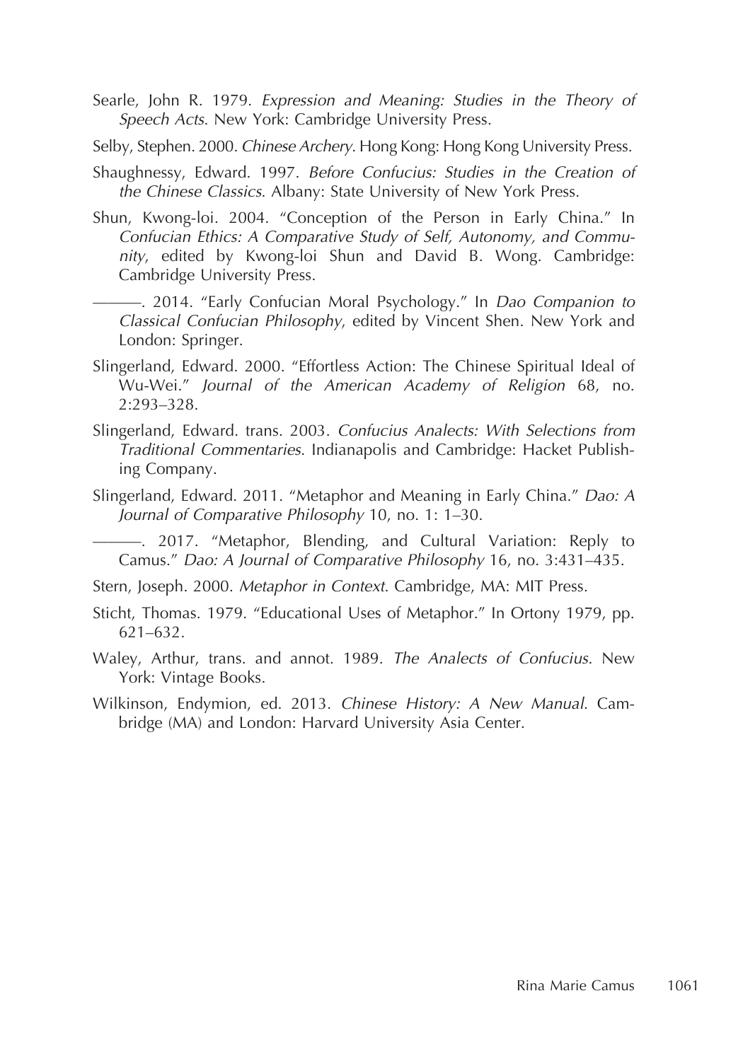Searle, John R. 1979. *Expression and Meaning: Studies in the Theory of Speech Acts*. New York: Cambridge University Press.

Selby, Stephen. 2000. *Chinese Archery*. Hong Kong: Hong Kong University Press.

Shaughnessy, Edward. 1997. *Before Confucius: Studies in the Creation of the Chinese Classics*. Albany: State University of New York Press.

Shun, Kwong-loi. 2004. "Conception of the Person in Early China." In *Confucian Ethics: A Comparative Study of Self, Autonomy, and Community*, edited by Kwong-loi Shun and David B. Wong. Cambridge: Cambridge University Press.

———. 2014. "Early Confucian Moral Psychology." In *Dao Companion to Classical Confucian Philosophy*, edited by Vincent Shen. New York and London: Springer.

Slingerland, Edward. 2000. "Effortless Action: The Chinese Spiritual Ideal of Wu-Wei." *Journal of the American Academy of Religion* 68, no. 2:293–328.

Slingerland, Edward. trans. 2003. *Confucius Analects: With Selections from Traditional Commentaries*. Indianapolis and Cambridge: Hacket Publishing Company.

Slingerland, Edward. 2011. "Metaphor and Meaning in Early China." *Dao: A Journal of Comparative Philosophy* 10, no. 1: 1–30.

———. 2017. "Metaphor, Blending, and Cultural Variation: Reply to Camus." *Dao: A Journal of Comparative Philosophy* 16, no. 3:431–435.

Stern, Joseph. 2000. *Metaphor in Context*. Cambridge, MA: MIT Press.

Sticht, Thomas. 1979. "Educational Uses of Metaphor." In Ortony 1979, pp. 621–632.

Waley, Arthur, trans. and annot. 1989. *The Analects of Confucius*. New York: Vintage Books.

Wilkinson, Endymion, ed. 2013. *Chinese History: A New Manual*. Cambridge (MA) and London: Harvard University Asia Center.